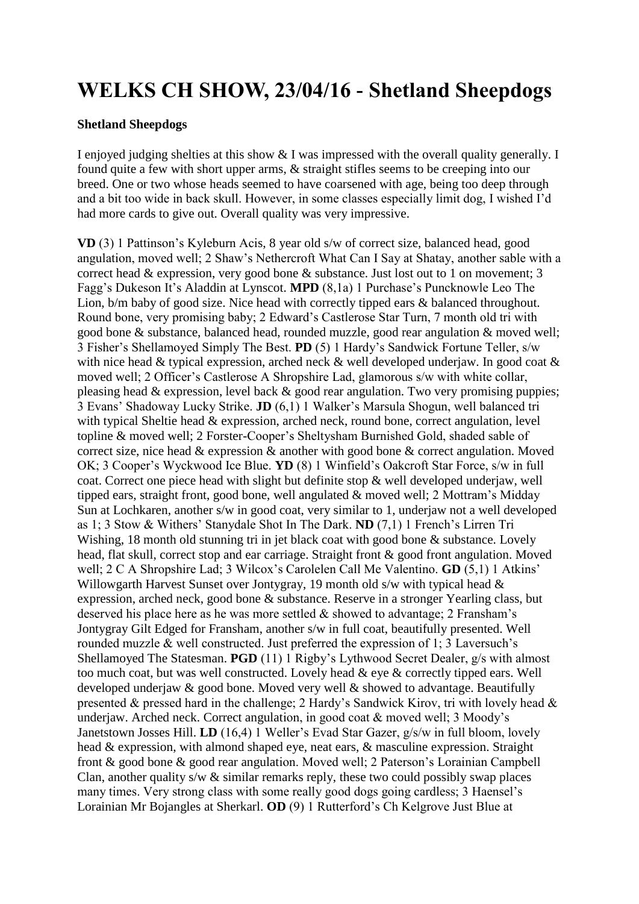# WELKS CH SHOW, 23/04/16 - Shetland Sheepdogs

**Shetland Sheepdogs**

I enjoyed judging shelties at this show & I was impressed with the overall quality generally. I found quite a few with short upper arms, & straight stifles seems to be creeping into our breed. One or two whose heads seemed to have coarsened with age, being too deep through and a bit too wide in back skull. However, in some classes especially limit dog, I wished I'd had more cards to give out. Overall quality was very impressive.

**VD** (3) 1 Pattinson's Kyleburn Acis, 8 year old s/w of correct size, balanced head, good angulation, moved well; 2 Shaw's Nethercroft What Can I Say at Shatay, another sable with a correct head & expression, very good bone & substance. Just lost out to 1 on movement; 3 Fagg's Dukeson It's Aladdin at Lynscot. **MPD** (8,1a) 1 Purchase's Puncknowle Leo The Lion, b/m baby of good size. Nice head with correctly tipped ears & balanced throughout. Round bone, very promising baby; 2 Edward's Castlerose Star Turn, 7 month old tri with good bone & substance, balanced head, rounded muzzle, good rear angulation & moved well; 3 Fisher's Shellamoyed Simply The Best. **PD** (5) 1 Hardy's Sandwick Fortune Teller, s/w with nice head & typical expression, arched neck & well developed underjaw. In good coat & moved well; 2 Officer's Castlerose A Shropshire Lad, glamorous s/w with white collar, pleasing head & expression, level back & good rear angulation. Two very promising puppies; 3 Evans' Shadoway Lucky Strike. **JD** (6,1) 1 Walker's Marsula Shogun, well balanced tri with typical Sheltie head & expression, arched neck, round bone, correct angulation, level topline & moved well; 2 Forster-Cooper's Sheltysham Burnished Gold, shaded sable of correct size, nice head & expression & another with good bone & correct angulation. Moved OK; 3 Cooper's Wyckwood Ice Blue. **YD** (8) 1 Winfield's Oakcroft Star Force, s/w in full coat. Correct one piece head with slight but definite stop & well developed underjaw, well tipped ears, straight front, good bone, well angulated & moved well; 2 Mottram's Midday Sun at Lochkaren, another s/w in good coat, very similar to 1, underjaw not a well developed as 1; 3 Stow & Withers' Standydale Shot In The Dark. **ND** (7,1) 1 French's Lirren Tri Wishing, 18 month old stunning tri in jet black coat with good bone & substance. Lovely head, flat skull, correct stop and ear carriage. Straight front & good front angulation. Moved well; 2 C A Shropshire Lad; 3 Wilcox's Carolelen Call Me Valentino. **GD** (5,1) 1 Atkins' Willowgarth Harvest Sunset over Jontygray, 19 month old s/w with typical head & expression, arched neck, good bone & substance. Reserve in a stronger Yearling class, but deserved his place here as he was more settled & showed to advantage; 2 Fransham's Jontygray Gilt Edged for Fransham, another s/w in full coat, beautifully presented. Well rounded muzzle & well constructed. Just preferred the expression of 1; 3 Laversuch's Shellamoyed The Statesman. **PGD** (11) 1 Rigby's Lythwood Secret Dealer, g/s with almost too much coat, but was well constructed. Lovely head & eye & correctly tipped ears. Well developed underjaw & good bone. Moved very well & showed to advantage. Beautifully presented & pressed hard in the challenge; 2 Hardy's Sandwick Kirov, tri with lovely head & underjaw. Arched neck. Correct angulation, in good coat & moved well; 3 Moody's Janetstown Josses Hill. **LD** (16,4) 1 Weller's Evad Star Gazer, g/s/w in full bloom, lovely head & expression, with almond shaped eye, neat ears, & masculine expression. Straight front & good bone & good rear angulation. Moved well; 2 Paterson's Lorainian Campbell Clan, another quality s/w & similar remarks reply, these two could possibly swap places many times. Very strong class with some really good dogs going cardless; 3 Haensel's Lorainian Mr Bojangles at Sherkarl. **OD** (9) 1 Rutterford's Ch Kelgrove Just Blue at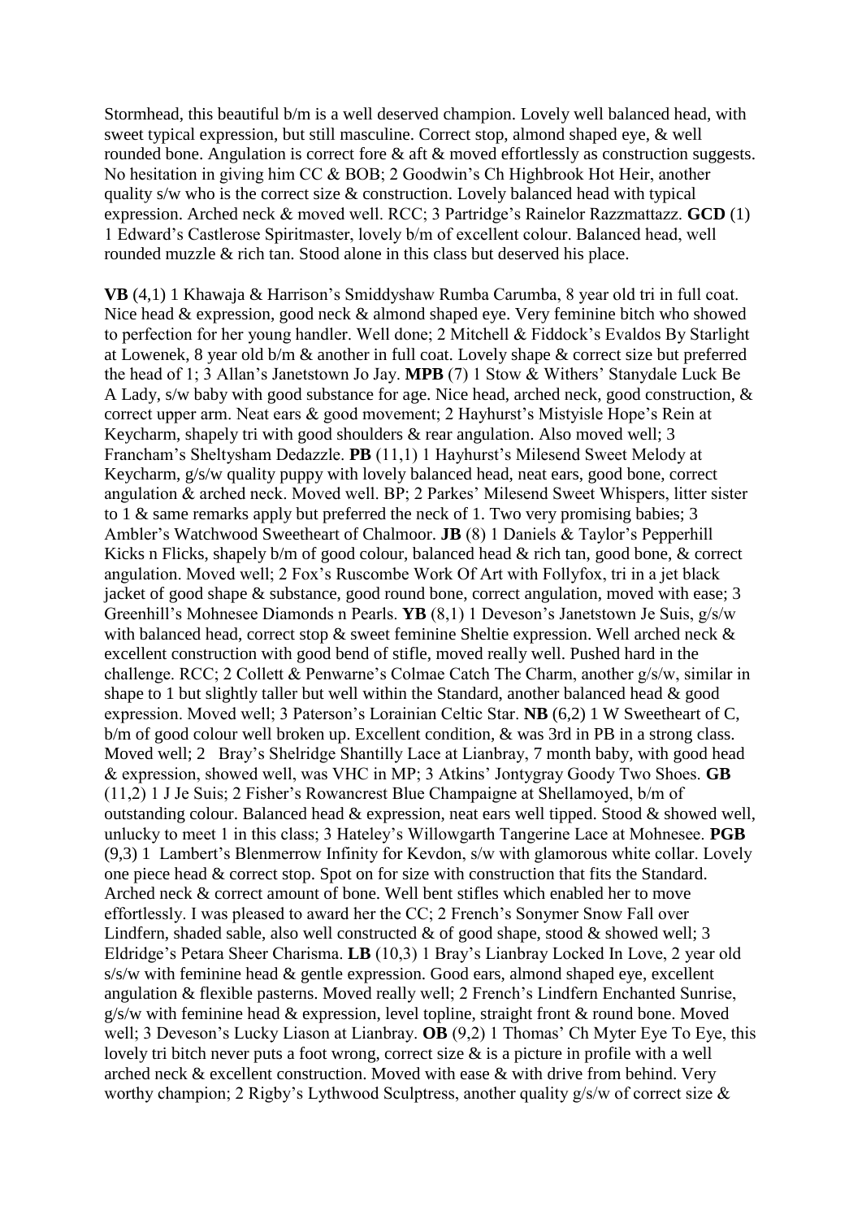Stormhead, this beautiful b/m is a well deserved champion. Lovely well balanced head, with sweet typical expression, but still masculine. Correct stop, almond shaped eye, & well rounded bone. Angulation is correct fore & aft & moved effortlessly as construction suggests. No hesitation in giving him CC & BOB; 2 Goodwin's Ch Highbrook Hot Heir, another quality s/w who is the correct size & construction. Lovely balanced head with typical expression. Arched neck & moved well. RCC; 3 Partridge's Rainelor Razzmattazz. **GCD** (1) 1 Edward's Castlerose Spiritmaster, lovely b/m of excellent colour. Balanced head, well rounded muzzle & rich tan. Stood alone in this class but deserved his place.

**VB** (4,1) 1 Khawaja & Harrison's Smiddyshaw Rumba Carumba, 8 year old tri in full coat. Nice head & expression, good neck & almond shaped eye. Very feminine bitch who showed to perfection for her young handler. Well done; 2 Mitchell & Fiddock's Evaldos By Starlight at Lowenek, 8 year old b/m & another in full coat. Lovely shape & correct size but preferred the head of 1; 3 Allan's Janetstown Jo Jay. **MPB** (7) 1 Stow & Withers' Stanydale Luck Be A Lady, s/w baby with good substance for age. Nice head, arched neck, good construction, & correct upper arm. Neat ears & good movement; 2 Hayhurst's Mistyisle Hope's Rein at Keycharm, shapely tri with good shoulders & rear angulation. Also moved well; 3 Francham's Sheltysham Dedazzle. **PB** (11,1) 1 Hayhurst's Milesend Sweet Melody at Keycharm, g/s/w quality puppy with lovely balanced head, neat ears, good bone, correct angulation & arched neck. Moved well. BP; 2 Parkes' Milesend Sweet Whispers, litter sister to 1 & same remarks apply but preferred the neck of 1. Two very promising babies; 3 Ambler's Watchwood Sweetheart of Chalmoor. **JB** (8) 1 Daniels & Taylor's Pepperhill Kicks n Flicks, shapely b/m of good colour, balanced head & rich tan, good bone, & correct angulation. Moved well; 2 Fox's Ruscombe Work Of Art with Follyfox, tri in a jet black jacket of good shape & substance, good round bone, correct angulation, moved with ease; 3 Greenhill's Mohnesee Diamonds n Pearls. **YB** (8,1) 1 Deveson's Janetstown Je Suis, g/s/w with balanced head, correct stop & sweet feminine Sheltie expression. Well arched neck & excellent construction with good bend of stifle, moved really well. Pushed hard in the challenge. RCC; 2 Collett & Penwarne's Colmae Catch The Charm, another g/s/w, similar in shape to 1 but slightly taller but well within the Standard, another balanced head & good expression. Moved well; 3 Paterson's Lorainian Celtic Star. **NB** (6,2) 1 W Sweetheart of C, b/m of good colour well broken up. Excellent condition, & was 3rd in PB in a strong class. Moved well; 2 Bray's Shelridge Shantilly Lace at Lianbray, 7 month baby, with good head & expression, showed well, was VHC in MP; 3 Atkins' Jontygray Goody Two Shoes. **GB** (11,2) 1 J Je Suis; 2 Fisher's Rowancrest Blue Champaigne at Shellamoyed, b/m of outstanding colour. Balanced head & expression, neat ears well tipped. Stood & showed well, unlucky to meet 1 in this class; 3 Hateley's Willowgarth Tangerine Lace at Mohnesee. **PGB** (9,3) 1 Lambert's Blenmerrow Infinity for Kevdon, s/w with glamorous white collar. Lovely one piece head & correct stop. Spot on for size with construction that fits the Standard. Arched neck & correct amount of bone. Well bent stifles which enabled her to move effortlessly. I was pleased to award her the CC; 2 French's Sonymer Snow Fall over Lindfern, shaded sable, also well constructed & of good shape, stood & showed well; 3 Eldridge's Petara Sheer Charisma. **LB** (10,3) 1 Bray's Lianbray Locked In Love, 2 year old s/s/w with feminine head & gentle expression. Good ears, almond shaped eye, excellent angulation & flexible pasterns. Moved really well; 2 French's Lindfern Enchanted Sunrise, g/s/w with feminine head & expression, level topline, straight front & round bone. Moved well; 3 Deveson's Lucky Liason at Lianbray. **OB** (9,2) 1 Thomas' Ch Myter Eye To Eye, this lovely tri bitch never puts a foot wrong, correct size & is a picture in profile with a well arched neck & excellent construction. Moved with ease & with drive from behind. Very worthy champion; 2 Rigby's Lythwood Sculptress, another quality g/s/w of correct size &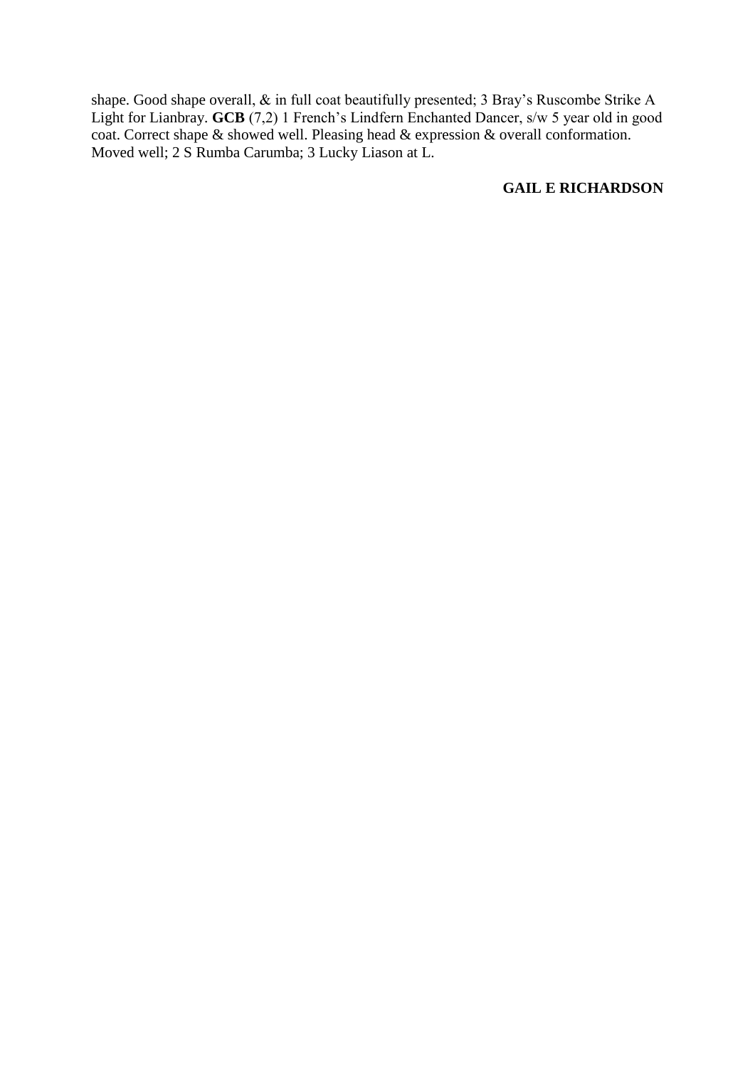shape. Good shape overall, & in full coat beautifully presented; 3 Bray's Ruscombe Strike A Light for Lianbray. **GCB** (7,2) 1 French's Lindfern Enchanted Dancer, s/w 5 year old in good coat. Correct shape & showed well. Pleasing head & expression & overall conformation. Moved well; 2 S Rumba Carumba; 3 Lucky Liason at L.

**GAIL E RICHARDSON**